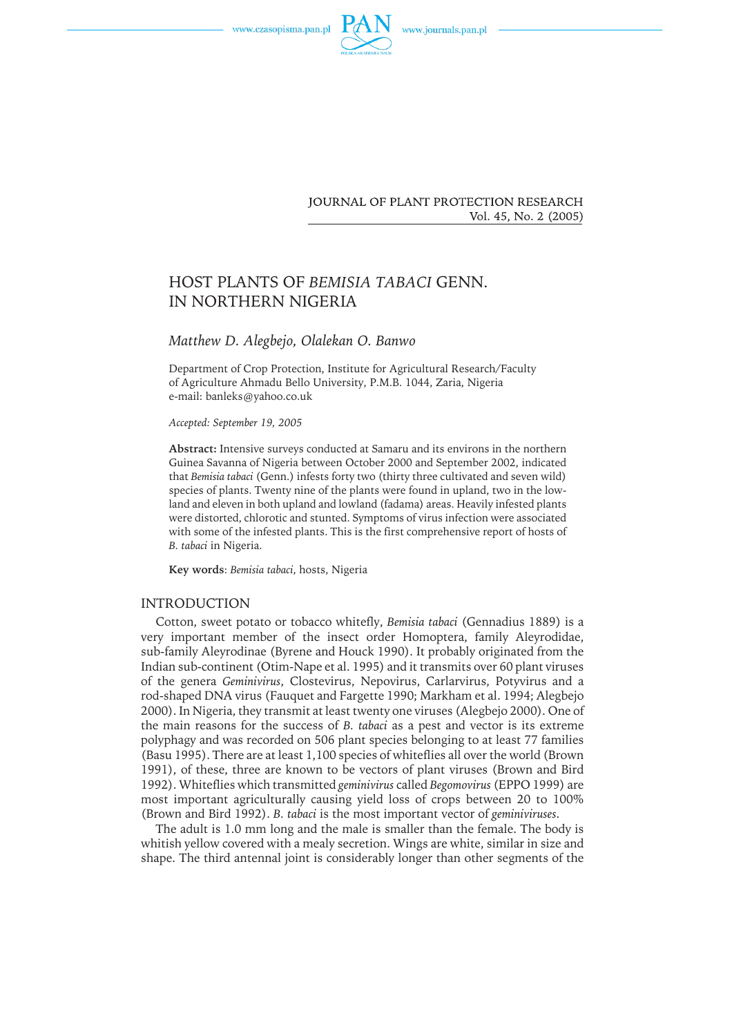JOURNAL OF PLANT PROTECTION RESEARCH
Vol. 45, No. 2 (2005)

# HOST PLANTS OF *BEMISIA TABACI* GENN. IN NORTHERN NIGERIA

*Matthew D. Alegbejo, Olalekan O. Banwo*

Department of Crop Protection, Institute for Agricultural Research/Faculty of Agriculture Ahmadu Bello University, P.M.B. 1044, Zaria, Nigeria
e-mail: banleks@yahoo.co.uk

*Accepted: September 19, 2005*

**Abstract:** Intensive surveys conducted at Samaru and its environs in the northern Guinea Savanna of Nigeria between October 2000 and September 2002, indicated that *Bemisia tabaci* (Genn.) infests forty two (thirty three cultivated and seven wild) species of plants. Twenty nine of the plants were found in upland, two in the lowland and eleven in both upland and lowland (fadama) areas. Heavily infested plants were distorted, chlorotic and stunted. Symptoms of virus infection were associated with some of the infested plants. This is the first comprehensive report of hosts of *B. tabaci* in Nigeria.

**Key words**: *Bemisia tabaci*, hosts, Nigeria

## INTRODUCTION

Cotton, sweet potato or tobacco whitefly, *Bemisia tabaci* (Gennadius 1889) is a very important member of the insect order Homoptera, family Aleyrodidae, sub-family Aleyrodinae (Byrene and Houck 1990). It probably originated from the Indian sub-continent (Otim-Nape et al. 1995) and it transmits over 60 plant viruses of the genera *Geminivirus*, Clostevirus, Nepovirus, Carlarvirus, Potyvirus and a rod-shaped DNA virus (Fauquet and Fargette 1990; Markham et al. 1994; Alegbejo 2000). In Nigeria, they transmit at least twenty one viruses (Alegbejo 2000). One of the main reasons for the success of *B. tabaci* as a pest and vector is its extreme polyphagy and was recorded on 506 plant species belonging to at least 77 families (Basu 1995). There are at least 1,100 species of whiteflies all over the world (Brown 1991), of these, three are known to be vectors of plant viruses (Brown and Bird 1992). Whiteflies which transmitted *geminivirus* called *Begomovirus* (EPPO 1999) are most important agriculturally causing yield loss of crops between 20 to 100% (Brown and Bird 1992). *B. tabaci* is the most important vector of *geminiviruses*.

The adult is 1.0 mm long and the male is smaller than the female. The body is whitish yellow covered with a mealy secretion. Wings are white, similar in size and shape. The third antennal joint is considerably longer than other segments of the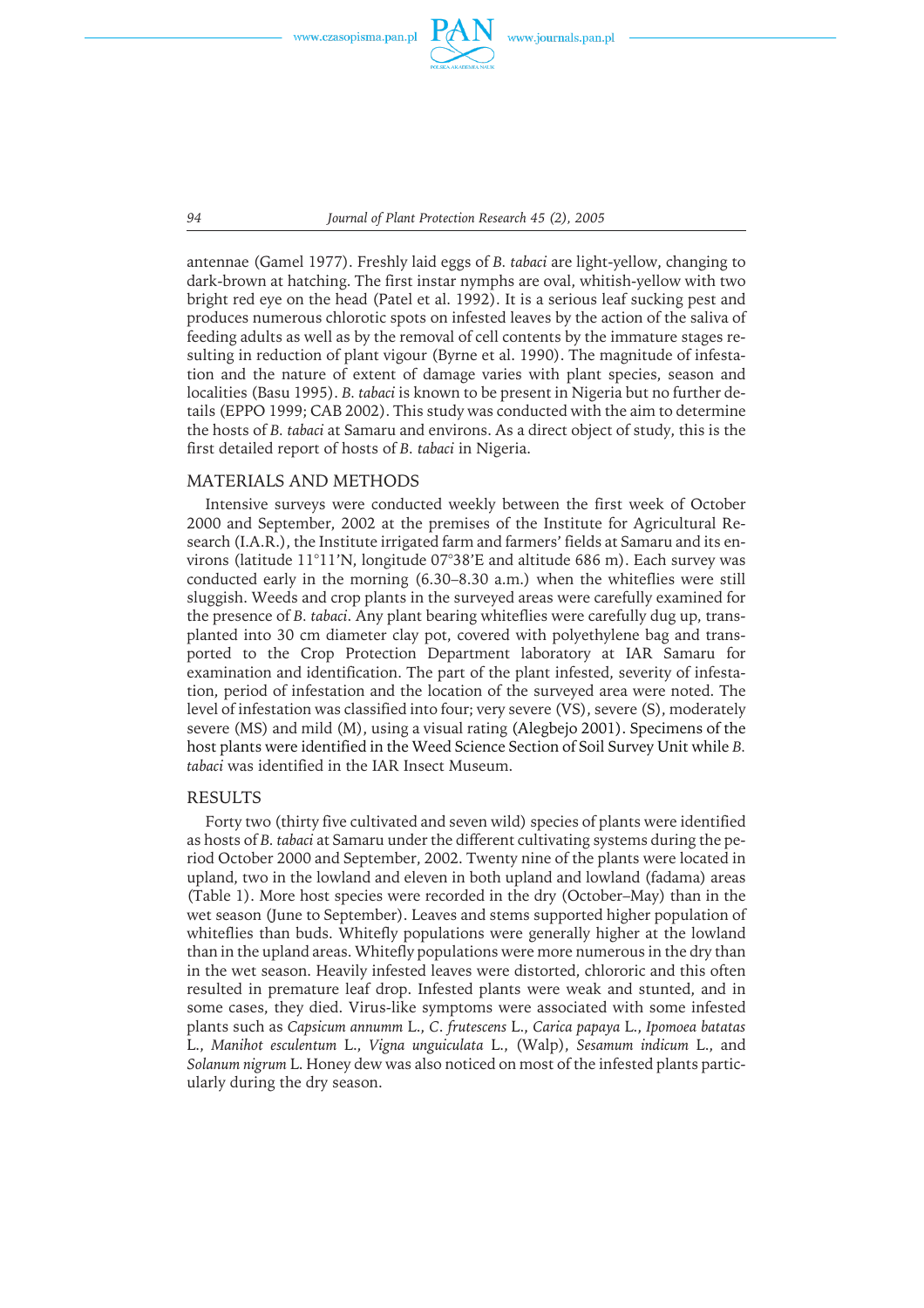antennae (Gamel 1977). Freshly laid eggs of *B. tabaci* are light-yellow, changing to dark-brown at hatching. The first instar nymphs are oval, whitish-yellow with two bright red eye on the head (Patel et al. 1992). It is a serious leaf sucking pest and produces numerous chlorotic spots on infested leaves by the action of the saliva of feeding adults as well as by the removal of cell contents by the immature stages resulting in reduction of plant vigour (Byrne et al. 1990). The magnitude of infestation and the nature of extent of damage varies with plant species, season and localities (Basu 1995). *B. tabaci* is known to be present in Nigeria but no further details (EPPO 1999; CAB 2002). This study was conducted with the aim to determine the hosts of *B. tabaci* at Samaru and environs. As a direct object of study, this is the first detailed report of hosts of *B. tabaci* in Nigeria.

## MATERIALS AND METHODS

Intensive surveys were conducted weekly between the first week of October 2000 and September, 2002 at the premises of the Institute for Agricultural Research (I.A.R.), the Institute irrigated farm and farmers' fields at Samaru and its environs (latitude 11°11'N, longitude 07°38'E and altitude 686 m). Each survey was conducted early in the morning (6.30–8.30 a.m.) when the whiteflies were still sluggish. Weeds and crop plants in the surveyed areas were carefully examined for the presence of *B. tabaci*. Any plant bearing whiteflies were carefully dug up, transplanted into 30 cm diameter clay pot, covered with polyethylene bag and transported to the Crop Protection Department laboratory at IAR Samaru for examination and identification. The part of the plant infested, severity of infestation, period of infestation and the location of the surveyed area were noted. The level of infestation was classified into four; very severe (VS), severe (S), moderately severe (MS) and mild (M), using a visual rating (Alegbejo 2001). Specimens of the host plants were identified in the Weed Science Section of Soil Survey Unit while *B. tabaci* was identified in the IAR Insect Museum.

## RESULTS

Forty two (thirty five cultivated and seven wild) species of plants were identified as hosts of *B. tabaci* at Samaru under the different cultivating systems during the period October 2000 and September, 2002. Twenty nine of the plants were located in upland, two in the lowland and eleven in both upland and lowland (fadama) areas (Table 1). More host species were recorded in the dry (October–May) than in the wet season (June to September). Leaves and stems supported higher population of whiteflies than buds. Whitefly populations were generally higher at the lowland than in the upland areas. Whitefly populations were more numerous in the dry than in the wet season. Heavily infested leaves were distorted, chlororic and this often resulted in premature leaf drop. Infested plants were weak and stunted, and in some cases, they died. Virus-like symptoms were associated with some infested plants such as *Capsicum annumm* L., *C. frutescens* L., *Carica papaya* L., *Ipomoea batatas* L., *Manihot esculentum* L., *Vigna unguiculata* L., (Walp), *Sesamum indicum* L., and *Solanum nigrum* L. Honey dew was also noticed on most of the infested plants particularly during the dry season.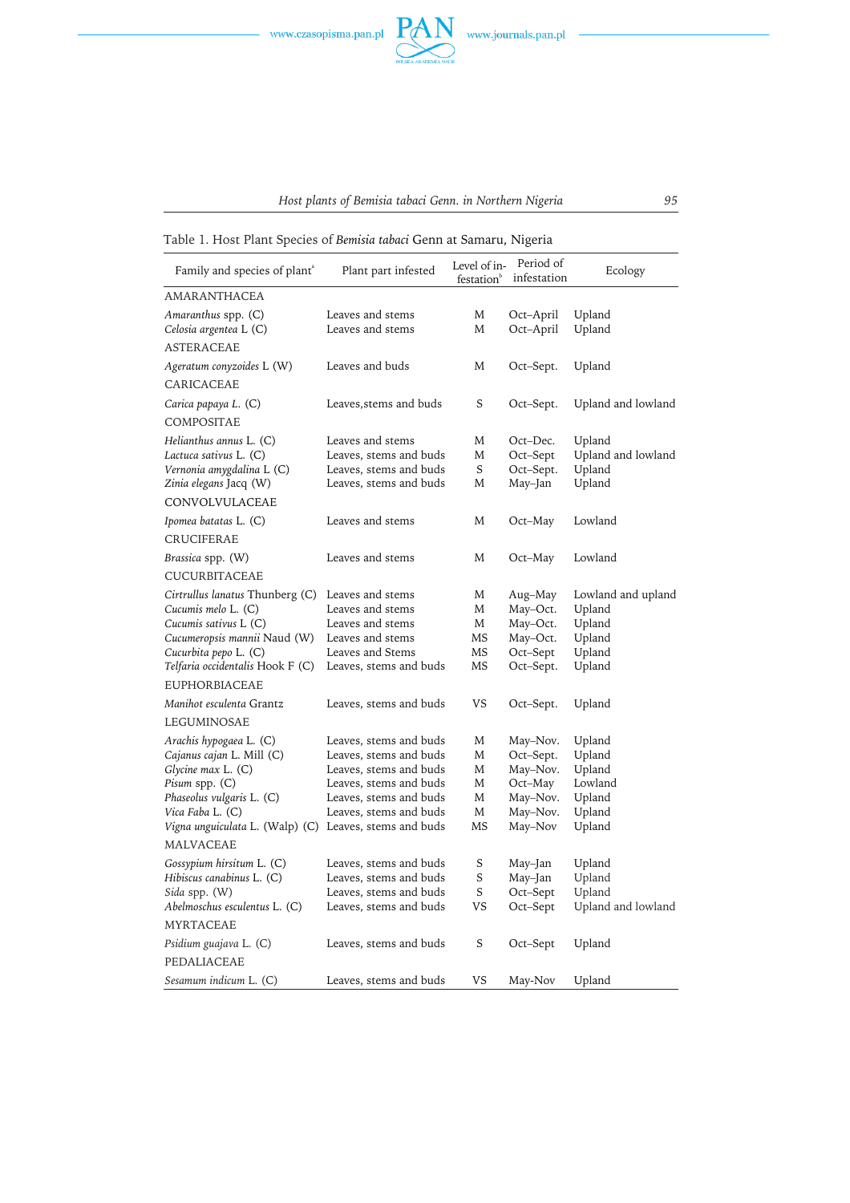Table 1. Host Plant Species of *Bemisia tabaci* Genn at Samaru, Nigeria

| Family and species of plant[a] | Plant part infested | Level of infestation[b] | Period of infestation | Ecology |
|---|---|---|---|---|
| AMARANTHACEA | | | | |
| *Amaranthus* spp. (C) | Leaves and stems | M | Oct–April | Upland |
| *Celosia argentea* L (C) | Leaves and stems | M | Oct–April | Upland |
| ASTERACEAE | | | | |
| *Ageratum conyzoides* L (W) | Leaves and buds | M | Oct–Sept. | Upland |
| CARICACEAE | | | | |
| *Carica papaya L.* (C) | Leaves,stems and buds | S | Oct–Sept. | Upland and lowland |
| COMPOSITAE | | | | |
| *Helianthus annus* L. (C) | Leaves and stems | M | Oct–Dec. | Upland |
| *Lactuca sativus* L. (C) | Leaves, stems and buds | M | Oct–Sept | Upland and lowland |
| *Vernonia amygdalina* L (C) | Leaves, stems and buds | S | Oct–Sept. | Upland |
| *Zinia elegans* Jacq (W) | Leaves, stems and buds | M | May–Jan | Upland |
| CONVOLVULACEAE | | | | |
| *Ipomea batatas* L. (C) | Leaves and stems | M | Oct–May | Lowland |
| CRUCIFERAE | | | | |
| *Brassica* spp. (W) | Leaves and stems | M | Oct–May | Lowland |
| CUCURBITACEAE | | | | |
| *Cirtrullus lanatus* Thunberg (C) | Leaves and stems | M | Aug–May | Lowland and upland |
| *Cucumis melo* L. (C) | Leaves and stems | M | May–Oct. | Upland |
| *Cucumis sativus* L (C) | Leaves and stems | M | May–Oct. | Upland |
| *Cucumeropsis mannii* Naud (W) | Leaves and stems | MS | May–Oct. | Upland |
| *Cucurbita pepo* L. (C) | Leaves and Stems | MS | Oct–Sept | Upland |
| *Telfaria occidentalis* Hook F (C) | Leaves, stems and buds | MS | Oct–Sept. | Upland |
| EUPHORBIACEAE | | | | |
| *Manihot esculenta* Grantz | Leaves, stems and buds | VS | Oct–Sept. | Upland |
| LEGUMINOSAE | | | | |
| *Arachis hypogaea* L. (C) | Leaves, stems and buds | M | May–Nov. | Upland |
| *Cajanus cajan* L. Mill (C) | Leaves, stems and buds | M | Oct–Sept. | Upland |
| *Glycine max* L. (C) | Leaves, stems and buds | M | May–Nov. | Upland |
| *Pisum* spp. (C) | Leaves, stems and buds | M | Oct–May | Lowland |
| *Phaseolus vulgaris* L. (C) | Leaves, stems and buds | M | May–Nov. | Upland |
| *Vica Faba* L. (C) | Leaves, stems and buds | M | May–Nov. | Upland |
| *Vigna unguiculata* L. (Walp) (C) | Leaves, stems and buds | MS | May–Nov | Upland |
| MALVACEAE | | | | |
| *Gossypium hirsitum* L. (C) | Leaves, stems and buds | S | May–Jan | Upland |
| *Hibiscus canabinus* L. (C) | Leaves, stems and buds | S | May–Jan | Upland |
| *Sida* spp. (W) | Leaves, stems and buds | S | Oct–Sept | Upland |
| *Abelmoschus esculentus* L. (C) | Leaves, stems and buds | VS | Oct–Sept | Upland and lowland |
| MYRTACEAE | | | | |
| *Psidium guajava* L. (C) | Leaves, stems and buds | S | Oct–Sept | Upland |
| PEDALIACEAE | | | | |
| *Sesamum indicum* L. (C) | Leaves, stems and buds | VS | May-Nov | Upland |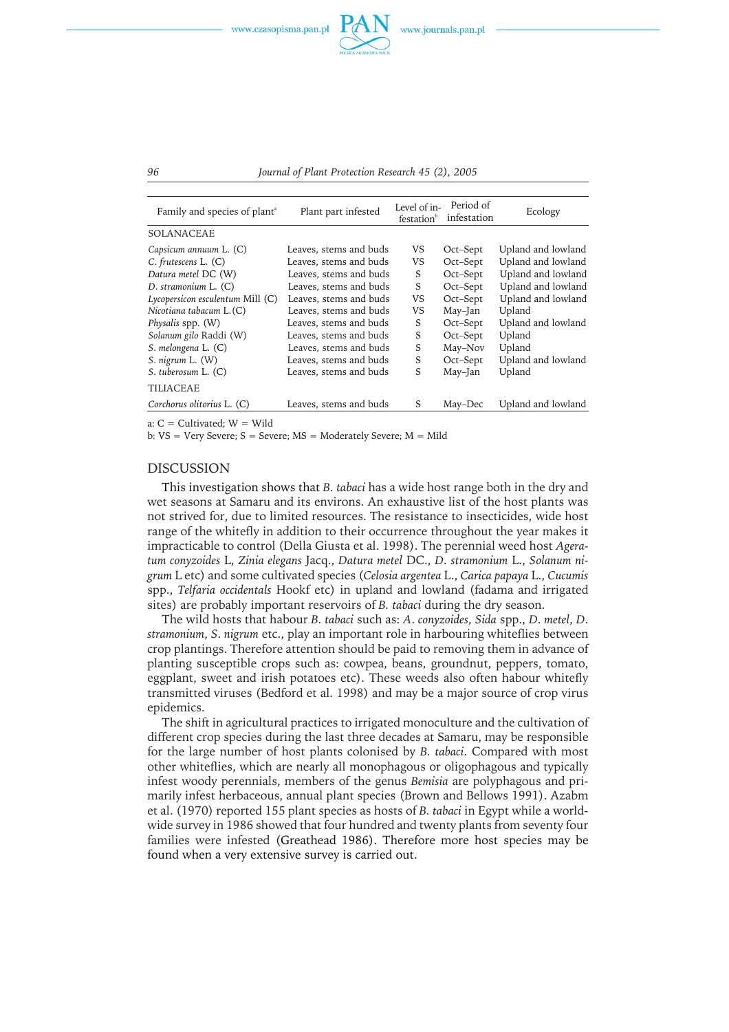| Family and species of plant[a] | Plant part infested | Level of infestation[b] | Period of infestation | Ecology |
|---|---|---|---|---|
| SOLANACEAE | | | | |
| *Capsicum annuum* L. (C) | Leaves, stems and buds | VS | Oct–Sept | Upland and lowland |
| *C. frutescens* L. (C) | Leaves, stems and buds | VS | Oct–Sept | Upland and lowland |
| *Datura metel* DC (W) | Leaves, stems and buds | S | Oct–Sept | Upland and lowland |
| *D. stramonium* L. (C) | Leaves, stems and buds | S | Oct–Sept | Upland and lowland |
| *Lycopersicon esculentum* Mill (C) | Leaves, stems and buds | VS | Oct–Sept | Upland and lowland |
| *Nicotiana tabacum* L.(C) | Leaves, stems and buds | VS | May–Jan | Upland |
| *Physalis* spp. (W) | Leaves, stems and buds | S | Oct–Sept | Upland and lowland |
| *Solanum gilo* Raddi (W) | Leaves, stems and buds | S | Oct–Sept | Upland |
| *S. melongena* L. (C) | Leaves, stems and buds | S | May–Nov | Upland |
| *S. nigrum* L. (W) | Leaves, stems and buds | S | Oct–Sept | Upland and lowland |
| *S. tuberosum* L. (C) | Leaves, stems and buds | S | May–Jan | Upland |
| TILIACEAE | | | | |
| *Corchorus olitorius* L. (C) | Leaves, stems and buds | S | May–Dec | Upland and lowland |

a: C = Cultivated; W = Wild
b: VS = Very Severe; S = Severe; MS = Moderately Severe; M = Mild

## DISCUSSION

This investigation shows that *B. tabaci* has a wide host range both in the dry and wet seasons at Samaru and its environs. An exhaustive list of the host plants was not strived for, due to limited resources. The resistance to insecticides, wide host range of the whitefly in addition to their occurrence throughout the year makes it impracticable to control (Della Giusta et al. 1998). The perennial weed host *Ageratum conyzoides* L, *Zinia elegans* Jacq., *Datura metel* DC., *D. stramonium* L., *Solanum nigrum* L etc) and some cultivated species (*Celosia argentea* L., *Carica papaya* L., *Cucumis* spp., *Telfaria occidentals* Hookf etc) in upland and lowland (fadama and irrigated sites) are probably important reservoirs of *B. tabaci* during the dry season.

The wild hosts that habour *B. tabaci* such as: *A. conyzoides*, *Sida* spp., *D. metel*, *D. stramonium*, *S. nigrum* etc., play an important role in harbouring whiteflies between crop plantings. Therefore attention should be paid to removing them in advance of planting susceptible crops such as: cowpea, beans, groundnut, peppers, tomato, eggplant, sweet and irish potatoes etc). These weeds also often habour whitefly transmitted viruses (Bedford et al. 1998) and may be a major source of crop virus epidemics.

The shift in agricultural practices to irrigated monoculture and the cultivation of different crop species during the last three decades at Samaru, may be responsible for the large number of host plants colonised by *B. tabaci*. Compared with most other whiteflies, which are nearly all monophagous or oligophagous and typically infest woody perennials, members of the genus *Bemisia* are polyphagous and primarily infest herbaceous, annual plant species (Brown and Bellows 1991). Azabm et al. (1970) reported 155 plant species as hosts of *B. tabaci* in Egypt while a worldwide survey in 1986 showed that four hundred and twenty plants from seventy four families were infested (Greathead 1986). Therefore more host species may be found when a very extensive survey is carried out.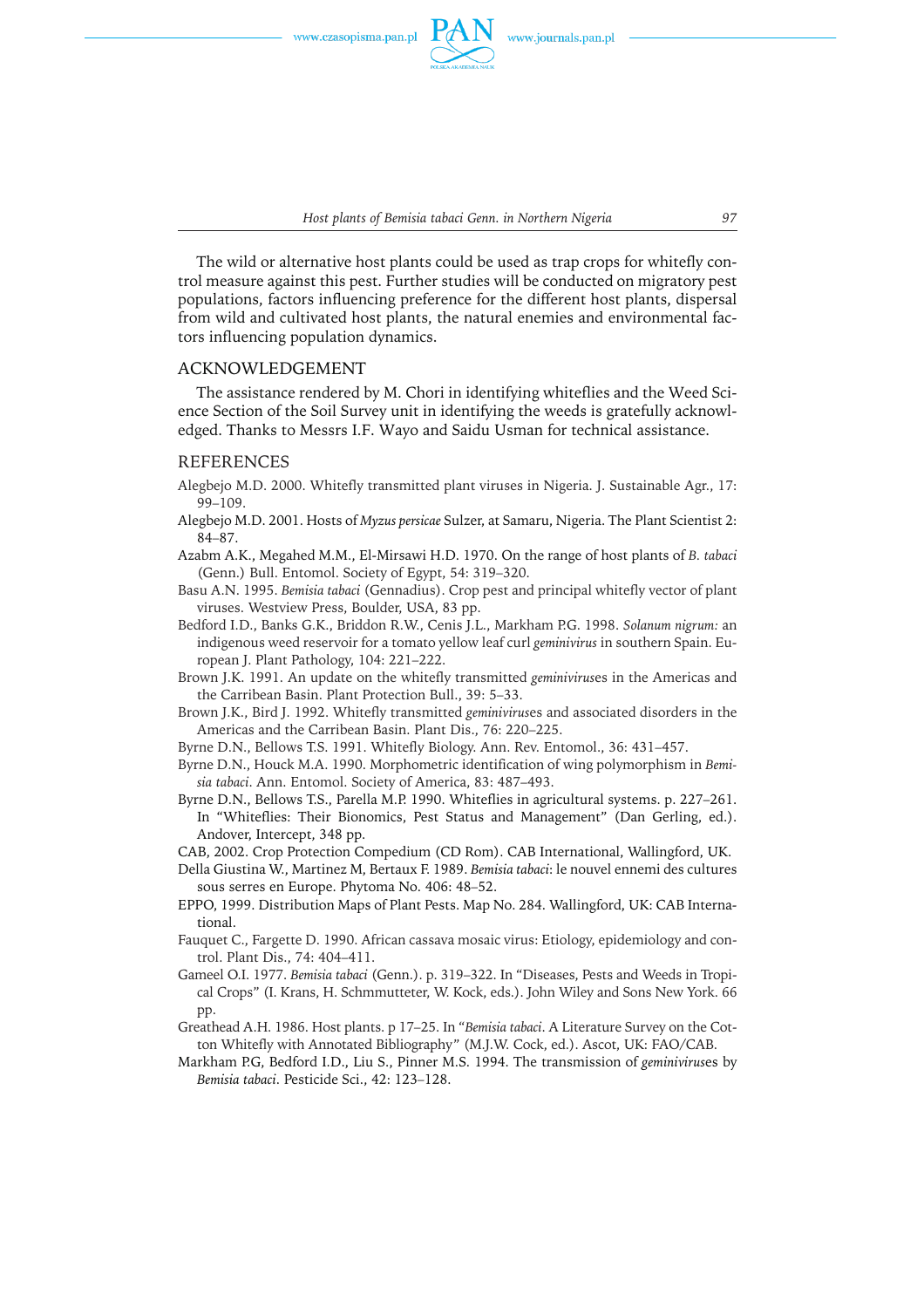The wild or alternative host plants could be used as trap crops for whitefly control measure against this pest. Further studies will be conducted on migratory pest populations, factors influencing preference for the different host plants, dispersal from wild and cultivated host plants, the natural enemies and environmental factors influencing population dynamics.

## ACKNOWLEDGEMENT

The assistance rendered by M. Chori in identifying whiteflies and the Weed Science Section of the Soil Survey unit in identifying the weeds is gratefully acknowledged. Thanks to Messrs I.F. Wayo and Saidu Usman for technical assistance.

## REFERENCES

Alegbejo M.D. 2000. Whitefly transmitted plant viruses in Nigeria. J. Sustainable Agr., 17: 99–109.

Alegbejo M.D. 2001. Hosts of *Myzus persicae* Sulzer, at Samaru, Nigeria. The Plant Scientist 2: 84–87.

Azabm A.K., Megahed M.M., El-Mirsawi H.D. 1970. On the range of host plants of *B. tabaci* (Genn.) Bull. Entomol. Society of Egypt, 54: 319–320.

Basu A.N. 1995. *Bemisia tabaci* (Gennadius). Crop pest and principal whitefly vector of plant viruses. Westview Press, Boulder, USA, 83 pp.

Bedford I.D., Banks G.K., Briddon R.W., Cenis J.L., Markham P.G. 1998. *Solanum nigrum:* an indigenous weed reservoir for a tomato yellow leaf curl *geminivirus* in southern Spain. European J. Plant Pathology, 104: 221–222.

Brown J.K. 1991. An update on the whitefly transmitted *geminiviruses* in the Americas and the Carribean Basin. Plant Protection Bull., 39: 5–33.

Brown J.K., Bird J. 1992. Whitefly transmitted *geminiviruses* and associated disorders in the Americas and the Carribean Basin. Plant Dis., 76: 220–225.

Byrne D.N., Bellows T.S. 1991. Whitefly Biology. Ann. Rev. Entomol., 36: 431–457.

Byrne D.N., Houck M.A. 1990. Morphometric identification of wing polymorphism in *Bemisia tabaci*. Ann. Entomol. Society of America, 83: 487–493.

Byrne D.N., Bellows T.S., Parella M.P. 1990. Whiteflies in agricultural systems. p. 227–261. In "Whiteflies: Their Bionomics, Pest Status and Management" (Dan Gerling, ed.). Andover, Intercept, 348 pp.

CAB, 2002. Crop Protection Compedium (CD Rom). CAB International, Wallingford, UK.

Della Giustina W., Martinez M, Bertaux F. 1989. *Bemisia tabaci*: le nouvel ennemi des cultures sous serres en Europe. Phytoma No. 406: 48–52.

EPPO, 1999. Distribution Maps of Plant Pests. Map No. 284. Wallingford, UK: CAB International.

Fauquet C., Fargette D. 1990. African cassava mosaic virus: Etiology, epidemiology and control. Plant Dis., 74: 404–411.

Gameel O.I. 1977. *Bemisia tabaci* (Genn.). p. 319–322. In "Diseases, Pests and Weeds in Tropical Crops" (I. Krans, H. Schmmutteter, W. Kock, eds.). John Wiley and Sons New York. 66 pp.

Greathead A.H. 1986. Host plants. p 17–25. In "*Bemisia tabaci*. A Literature Survey on the Cotton Whitefly with Annotated Bibliography" (M.J.W. Cock, ed.). Ascot, UK: FAO/CAB.

Markham P.G, Bedford I.D., Liu S., Pinner M.S. 1994. The transmission of *geminiviruses* by *Bemisia tabaci*. Pesticide Sci., 42: 123–128.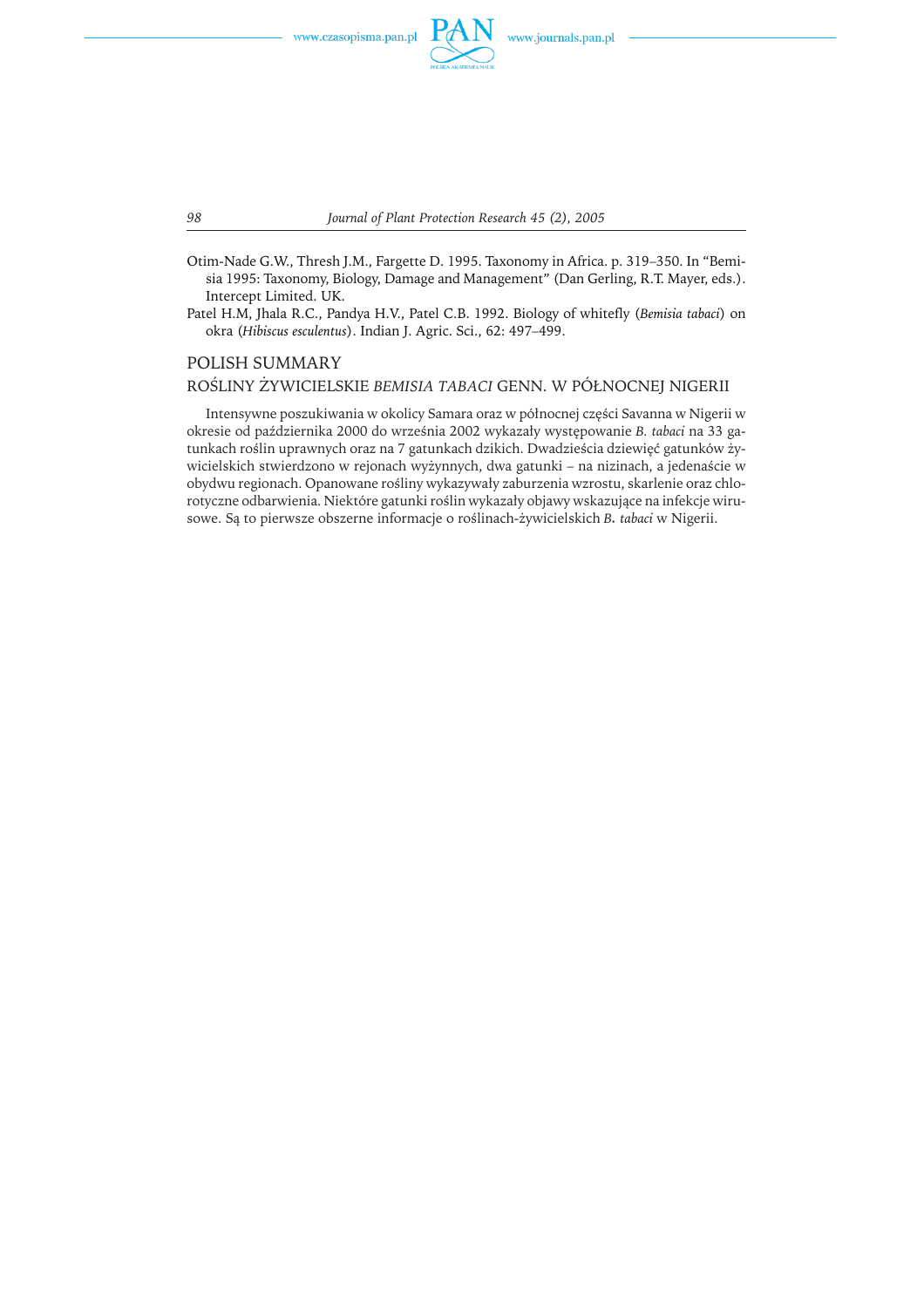Otim-Nade G.W., Thresh J.M., Fargette D. 1995. Taxonomy in Africa. p. 319–350. In "Bemisia 1995: Taxonomy, Biology, Damage and Management" (Dan Gerling, R.T. Mayer, eds.). Intercept Limited. UK.

Patel H.M, Jhala R.C., Pandya H.V., Patel C.B. 1992. Biology of whitefly (*Bemisia tabaci*) on okra (*Hibiscus esculentus*). Indian J. Agric. Sci., 62: 497–499.

## POLISH SUMMARY

## ROŚLINY ŻYWICIELSKIE *BEMISIA TABACI* GENN. W PÓŁNOCNEJ NIGERII

Intensywne poszukiwania w okolicy Samara oraz w północnej części Savanna w Nigerii w okresie od października 2000 do września 2002 wykazały występowanie *B. tabaci* na 33 gatunkach roślin uprawnych oraz na 7 gatunkach dzikich. Dwadzieścia dziewięć gatunków żywicielskich stwierdzono w rejonach wyżynnych, dwa gatunki – na nizinach, a jedenaście w obydwu regionach. Opanowane rośliny wykazywały zaburzenia wzrostu, skarlenie oraz chlorotyczne odbarwienia. Niektóre gatunki roślin wykazały objawy wskazujące na infekcje wirusowe. Są to pierwsze obszerne informacje o roślinach-żywicielskich *B. tabaci* w Nigerii.